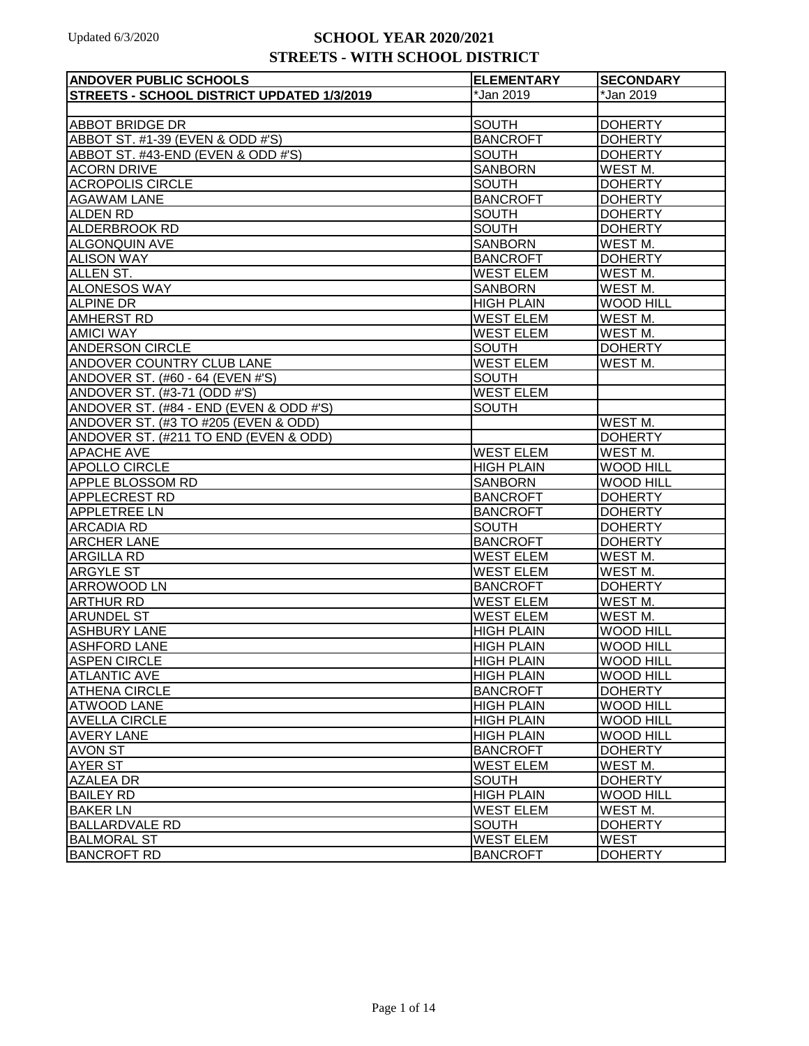Updated 6/3/2020

# SCHOOL YEAR 2020/2021
## STREETS - WITH SCHOOL DISTRICT

| ANDOVER PUBLIC SCHOOLS | ELEMENTARY | SECONDARY |
|---|---|---|
| **STREETS - SCHOOL DISTRICT UPDATED 1/3/2019** | *Jan 2019 | *Jan 2019 |
| | | |
| ABBOT BRIDGE DR | SOUTH | DOHERTY |
| ABBOT ST. #1-39 (EVEN & ODD #'S) | BANCROFT | DOHERTY |
| ABBOT ST. #43-END (EVEN & ODD #'S) | SOUTH | DOHERTY |
| ACORN DRIVE | SANBORN | WEST M. |
| ACROPOLIS CIRCLE | SOUTH | DOHERTY |
| AGAWAM LANE | BANCROFT | DOHERTY |
| ALDEN RD | SOUTH | DOHERTY |
| ALDERBROOK RD | SOUTH | DOHERTY |
| ALGONQUIN AVE | SANBORN | WEST M. |
| ALISON WAY | BANCROFT | DOHERTY |
| ALLEN ST. | WEST ELEM | WEST M. |
| ALONESOS WAY | SANBORN | WEST M. |
| ALPINE DR | HIGH PLAIN | WOOD HILL |
| AMHERST RD | WEST ELEM | WEST M. |
| AMICI WAY | WEST ELEM | WEST M. |
| ANDERSON CIRCLE | SOUTH | DOHERTY |
| ANDOVER COUNTRY CLUB LANE | WEST ELEM | WEST M. |
| ANDOVER ST. (#60 - 64 (EVEN #'S) | SOUTH | |
| ANDOVER ST. (#3-71 (ODD #'S) | WEST ELEM | |
| ANDOVER ST. (#84 - END (EVEN & ODD #'S) | SOUTH | |
| ANDOVER ST. (#3 TO #205 (EVEN & ODD) | | WEST M. |
| ANDOVER ST. (#211 TO END (EVEN & ODD) | | DOHERTY |
| APACHE AVE | WEST ELEM | WEST M. |
| APOLLO CIRCLE | HIGH PLAIN | WOOD HILL |
| APPLE BLOSSOM RD | SANBORN | WOOD HILL |
| APPLECREST RD | BANCROFT | DOHERTY |
| APPLETREE LN | BANCROFT | DOHERTY |
| ARCADIA RD | SOUTH | DOHERTY |
| ARCHER LANE | BANCROFT | DOHERTY |
| ARGILLA RD | WEST ELEM | WEST M. |
| ARGYLE ST | WEST ELEM | WEST M. |
| ARROWOOD LN | BANCROFT | DOHERTY |
| ARTHUR RD | WEST ELEM | WEST M. |
| ARUNDEL ST | WEST ELEM | WEST M. |
| ASHBURY LANE | HIGH PLAIN | WOOD HILL |
| ASHFORD LANE | HIGH PLAIN | WOOD HILL |
| ASPEN CIRCLE | HIGH PLAIN | WOOD HILL |
| ATLANTIC AVE | HIGH PLAIN | WOOD HILL |
| ATHENA CIRCLE | BANCROFT | DOHERTY |
| ATWOOD LANE | HIGH PLAIN | WOOD HILL |
| AVELLA CIRCLE | HIGH PLAIN | WOOD HILL |
| AVERY LANE | HIGH PLAIN | WOOD HILL |
| AVON ST | BANCROFT | DOHERTY |
| AYER ST | WEST ELEM | WEST M. |
| AZALEA DR | SOUTH | DOHERTY |
| BAILEY RD | HIGH PLAIN | WOOD HILL |
| BAKER LN | WEST ELEM | WEST M. |
| BALLARDVALE RD | SOUTH | DOHERTY |
| BALMORAL ST | WEST ELEM | WEST |
| BANCROFT RD | BANCROFT | DOHERTY |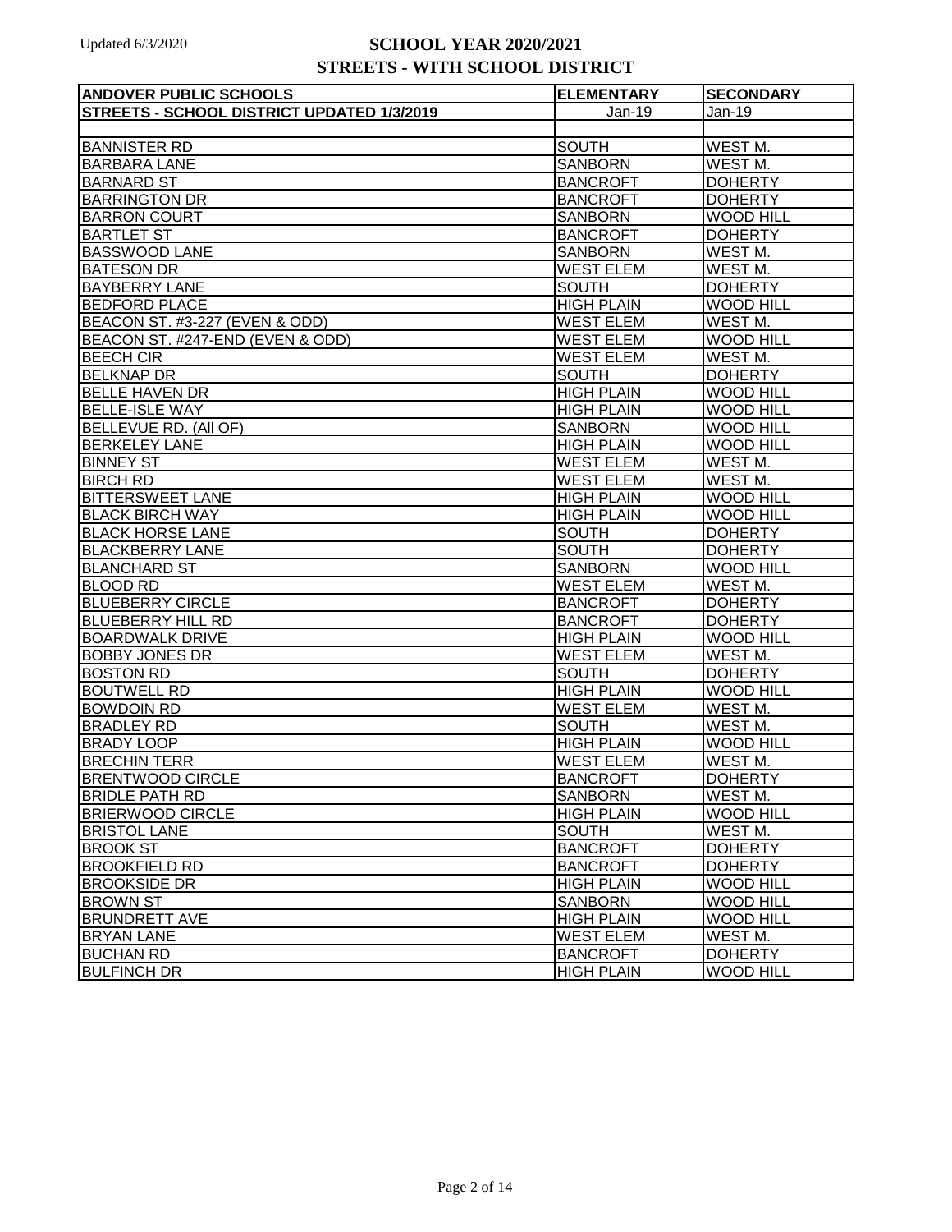# SCHOOL YEAR 2020/2021

## STREETS - WITH SCHOOL DISTRICT

Updated 6/3/2020

| ANDOVER PUBLIC SCHOOLS | ELEMENTARY | SECONDARY |
|---|---|---|
| **STREETS - SCHOOL DISTRICT UPDATED 1/3/2019** | Jan-19 | Jan-19 |
| | | |
| BANNISTER RD | SOUTH | WEST M. |
| BARBARA LANE | SANBORN | WEST M. |
| BARNARD ST | BANCROFT | DOHERTY |
| BARRINGTON DR | BANCROFT | DOHERTY |
| BARRON COURT | SANBORN | WOOD HILL |
| BARTLET ST | BANCROFT | DOHERTY |
| BASSWOOD LANE | SANBORN | WEST M. |
| BATESON DR | WEST ELEM | WEST M. |
| BAYBERRY LANE | SOUTH | DOHERTY |
| BEDFORD PLACE | HIGH PLAIN | WOOD HILL |
| BEACON ST. #3-227 (EVEN & ODD) | WEST ELEM | WEST M. |
| BEACON ST. #247-END (EVEN & ODD) | WEST ELEM | WOOD HILL |
| BEECH CIR | WEST ELEM | WEST M. |
| BELKNAP DR | SOUTH | DOHERTY |
| BELLE HAVEN DR | HIGH PLAIN | WOOD HILL |
| BELLE-ISLE WAY | HIGH PLAIN | WOOD HILL |
| BELLEVUE RD. (All OF) | SANBORN | WOOD HILL |
| BERKELEY LANE | HIGH PLAIN | WOOD HILL |
| BINNEY ST | WEST ELEM | WEST M. |
| BIRCH RD | WEST ELEM | WEST M. |
| BITTERSWEET LANE | HIGH PLAIN | WOOD HILL |
| BLACK BIRCH WAY | HIGH PLAIN | WOOD HILL |
| BLACK HORSE LANE | SOUTH | DOHERTY |
| BLACKBERRY LANE | SOUTH | DOHERTY |
| BLANCHARD ST | SANBORN | WOOD HILL |
| BLOOD RD | WEST ELEM | WEST M. |
| BLUEBERRY CIRCLE | BANCROFT | DOHERTY |
| BLUEBERRY HILL RD | BANCROFT | DOHERTY |
| BOARDWALK DRIVE | HIGH PLAIN | WOOD HILL |
| BOBBY JONES DR | WEST ELEM | WEST M. |
| BOSTON RD | SOUTH | DOHERTY |
| BOUTWELL RD | HIGH PLAIN | WOOD HILL |
| BOWDOIN RD | WEST ELEM | WEST M. |
| BRADLEY RD | SOUTH | WEST M. |
| BRADY LOOP | HIGH PLAIN | WOOD HILL |
| BRECHIN TERR | WEST ELEM | WEST M. |
| BRENTWOOD CIRCLE | BANCROFT | DOHERTY |
| BRIDLE PATH RD | SANBORN | WEST M. |
| BRIERWOOD CIRCLE | HIGH PLAIN | WOOD HILL |
| BRISTOL LANE | SOUTH | WEST M. |
| BROOK ST | BANCROFT | DOHERTY |
| BROOKFIELD RD | BANCROFT | DOHERTY |
| BROOKSIDE DR | HIGH PLAIN | WOOD HILL |
| BROWN ST | SANBORN | WOOD HILL |
| BRUNDRETT AVE | HIGH PLAIN | WOOD HILL |
| BRYAN LANE | WEST ELEM | WEST M. |
| BUCHAN RD | BANCROFT | DOHERTY |
| BULFINCH DR | HIGH PLAIN | WOOD HILL |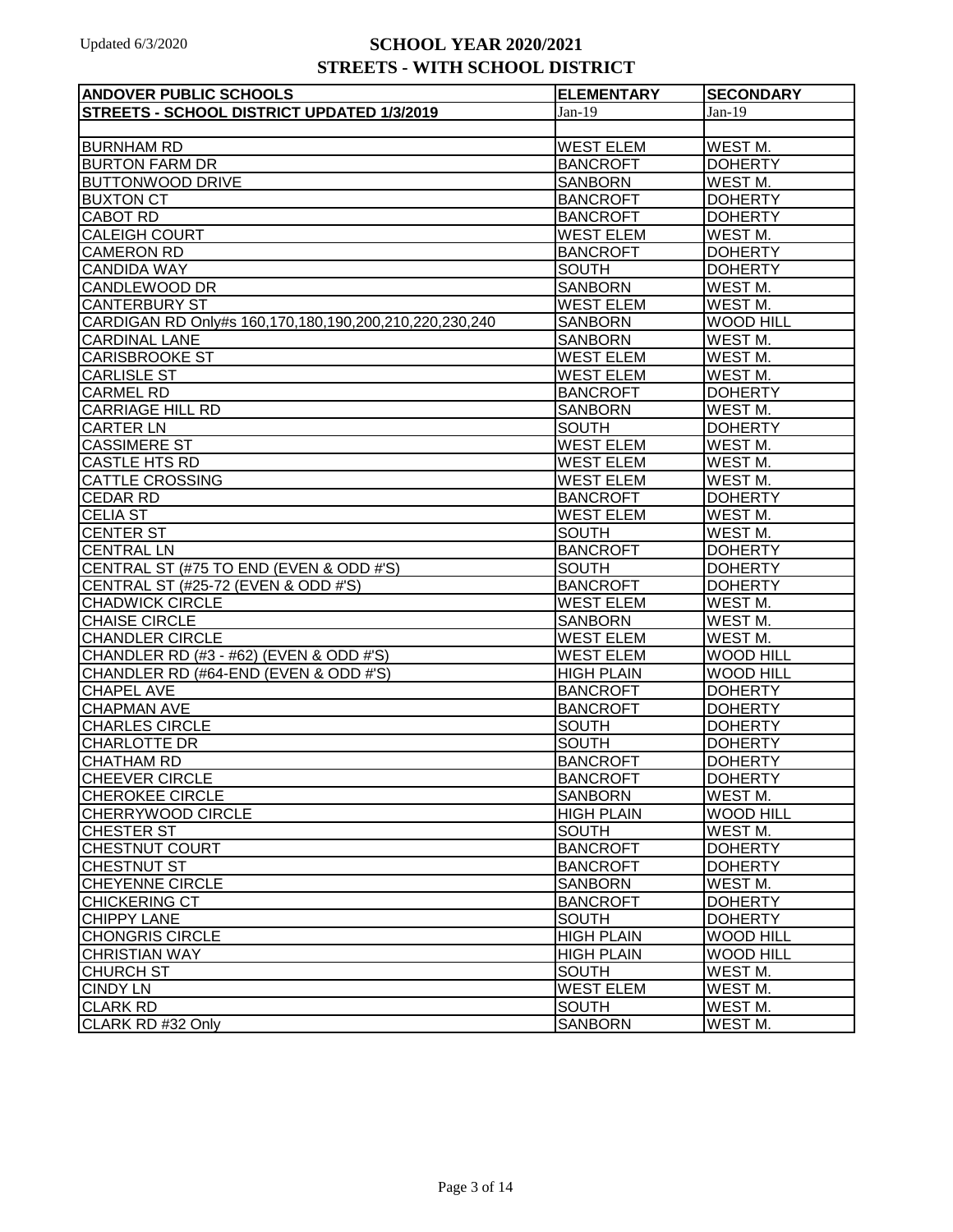# SCHOOL YEAR 2020/2021

## STREETS - WITH SCHOOL DISTRICT

Updated 6/3/2020

| ANDOVER PUBLIC SCHOOLS | ELEMENTARY | SECONDARY |
|---|---|---|
| STREETS - SCHOOL DISTRICT UPDATED 1/3/2019 | Jan-19 | Jan-19 |
| | | |
| BURNHAM RD | WEST ELEM | WEST M. |
| BURTON FARM DR | BANCROFT | DOHERTY |
| BUTTONWOOD DRIVE | SANBORN | WEST M. |
| BUXTON CT | BANCROFT | DOHERTY |
| CABOT RD | BANCROFT | DOHERTY |
| CALEIGH COURT | WEST ELEM | WEST M. |
| CAMERON RD | BANCROFT | DOHERTY |
| CANDIDA WAY | SOUTH | DOHERTY |
| CANDLEWOOD DR | SANBORN | WEST M. |
| CANTERBURY ST | WEST ELEM | WEST M. |
| CARDIGAN RD Only#s 160,170,180,190,200,210,220,230,240 | SANBORN | WOOD HILL |
| CARDINAL LANE | SANBORN | WEST M. |
| CARISBROOKE ST | WEST ELEM | WEST M. |
| CARLISLE ST | WEST ELEM | WEST M. |
| CARMEL RD | BANCROFT | DOHERTY |
| CARRIAGE HILL RD | SANBORN | WEST M. |
| CARTER LN | SOUTH | DOHERTY |
| CASSIMERE ST | WEST ELEM | WEST M. |
| CASTLE HTS RD | WEST ELEM | WEST M. |
| CATTLE CROSSING | WEST ELEM | WEST M. |
| CEDAR RD | BANCROFT | DOHERTY |
| CELIA ST | WEST ELEM | WEST M. |
| CENTER ST | SOUTH | WEST M. |
| CENTRAL LN | BANCROFT | DOHERTY |
| CENTRAL ST (#75 TO END (EVEN & ODD #'S) | SOUTH | DOHERTY |
| CENTRAL ST (#25-72 (EVEN & ODD #'S) | BANCROFT | DOHERTY |
| CHADWICK CIRCLE | WEST ELEM | WEST M. |
| CHAISE CIRCLE | SANBORN | WEST M. |
| CHANDLER CIRCLE | WEST ELEM | WEST M. |
| CHANDLER RD (#3 - #62) (EVEN & ODD #'S) | WEST ELEM | WOOD HILL |
| CHANDLER RD (#64-END (EVEN & ODD #'S) | HIGH PLAIN | WOOD HILL |
| CHAPEL AVE | BANCROFT | DOHERTY |
| CHAPMAN AVE | BANCROFT | DOHERTY |
| CHARLES CIRCLE | SOUTH | DOHERTY |
| CHARLOTTE DR | SOUTH | DOHERTY |
| CHATHAM RD | BANCROFT | DOHERTY |
| CHEEVER CIRCLE | BANCROFT | DOHERTY |
| CHEROKEE CIRCLE | SANBORN | WEST M. |
| CHERRYWOOD CIRCLE | HIGH PLAIN | WOOD HILL |
| CHESTER ST | SOUTH | WEST M. |
| CHESTNUT COURT | BANCROFT | DOHERTY |
| CHESTNUT ST | BANCROFT | DOHERTY |
| CHEYENNE CIRCLE | SANBORN | WEST M. |
| CHICKERING CT | BANCROFT | DOHERTY |
| CHIPPY LANE | SOUTH | DOHERTY |
| CHONGRIS CIRCLE | HIGH PLAIN | WOOD HILL |
| CHRISTIAN WAY | HIGH PLAIN | WOOD HILL |
| CHURCH ST | SOUTH | WEST M. |
| CINDY LN | WEST ELEM | WEST M. |
| CLARK RD | SOUTH | WEST M. |
| CLARK RD #32 Only | SANBORN | WEST M. |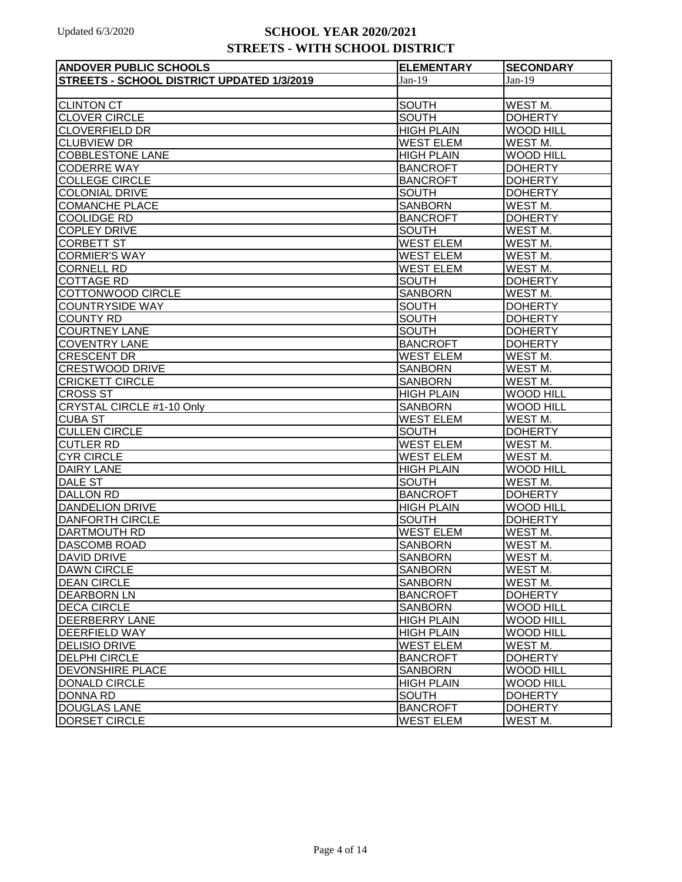# SCHOOL YEAR 2020/2021
## STREETS - WITH SCHOOL DISTRICT

| ANDOVER PUBLIC SCHOOLS | ELEMENTARY | SECONDARY |
|---|---|---|
| STREETS - SCHOOL DISTRICT UPDATED 1/3/2019 | Jan-19 | Jan-19 |
| | | |
| CLINTON CT | SOUTH | WEST M. |
| CLOVER CIRCLE | SOUTH | DOHERTY |
| CLOVERFIELD DR | HIGH PLAIN | WOOD HILL |
| CLUBVIEW DR | WEST ELEM | WEST M. |
| COBBLESTONE LANE | HIGH PLAIN | WOOD HILL |
| CODERRE WAY | BANCROFT | DOHERTY |
| COLLEGE CIRCLE | BANCROFT | DOHERTY |
| COLONIAL DRIVE | SOUTH | DOHERTY |
| COMANCHE PLACE | SANBORN | WEST M. |
| COOLIDGE RD | BANCROFT | DOHERTY |
| COPLEY DRIVE | SOUTH | WEST M. |
| CORBETT ST | WEST ELEM | WEST M. |
| CORMIER'S WAY | WEST ELEM | WEST M. |
| CORNELL RD | WEST ELEM | WEST M. |
| COTTAGE RD | SOUTH | DOHERTY |
| COTTONWOOD CIRCLE | SANBORN | WEST M. |
| COUNTRYSIDE WAY | SOUTH | DOHERTY |
| COUNTY RD | SOUTH | DOHERTY |
| COURTNEY LANE | SOUTH | DOHERTY |
| COVENTRY LANE | BANCROFT | DOHERTY |
| CRESCENT DR | WEST ELEM | WEST M. |
| CRESTWOOD DRIVE | SANBORN | WEST M. |
| CRICKETT CIRCLE | SANBORN | WEST M. |
| CROSS ST | HIGH PLAIN | WOOD HILL |
| CRYSTAL CIRCLE #1-10 Only | SANBORN | WOOD HILL |
| CUBA ST | WEST ELEM | WEST M. |
| CULLEN CIRCLE | SOUTH | DOHERTY |
| CUTLER RD | WEST ELEM | WEST M. |
| CYR CIRCLE | WEST ELEM | WEST M. |
| DAIRY LANE | HIGH PLAIN | WOOD HILL |
| DALE ST | SOUTH | WEST M. |
| DALLON RD | BANCROFT | DOHERTY |
| DANDELION DRIVE | HIGH PLAIN | WOOD HILL |
| DANFORTH CIRCLE | SOUTH | DOHERTY |
| DARTMOUTH RD | WEST ELEM | WEST M. |
| DASCOMB ROAD | SANBORN | WEST M. |
| DAVID DRIVE | SANBORN | WEST M. |
| DAWN CIRCLE | SANBORN | WEST M. |
| DEAN CIRCLE | SANBORN | WEST M. |
| DEARBORN LN | BANCROFT | DOHERTY |
| DECA CIRCLE | SANBORN | WOOD HILL |
| DEERBERRY LANE | HIGH PLAIN | WOOD HILL |
| DEERFIELD WAY | HIGH PLAIN | WOOD HILL |
| DELISIO DRIVE | WEST ELEM | WEST M. |
| DELPHI CIRCLE | BANCROFT | DOHERTY |
| DEVONSHIRE PLACE | SANBORN | WOOD HILL |
| DONALD CIRCLE | HIGH PLAIN | WOOD HILL |
| DONNA RD | SOUTH | DOHERTY |
| DOUGLAS LANE | BANCROFT | DOHERTY |
| DORSET CIRCLE | WEST ELEM | WEST M. |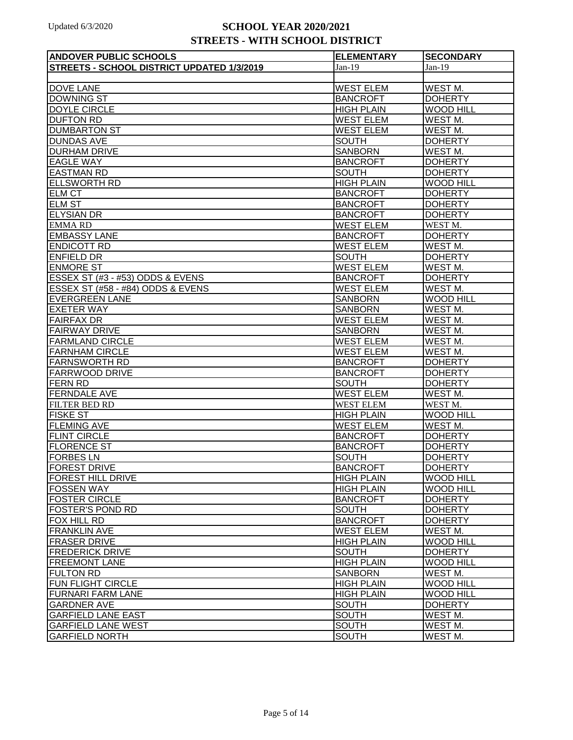Updated 6/3/2020

# SCHOOL YEAR 2020/2021
## STREETS - WITH SCHOOL DISTRICT

| ANDOVER PUBLIC SCHOOLS | ELEMENTARY | SECONDARY |
|---|---|---|
| STREETS - SCHOOL DISTRICT UPDATED 1/3/2019 | Jan-19 | Jan-19 |
| | | |
| DOVE LANE | WEST ELEM | WEST M. |
| DOWNING ST | BANCROFT | DOHERTY |
| DOYLE CIRCLE | HIGH PLAIN | WOOD HILL |
| DUFTON RD | WEST ELEM | WEST M. |
| DUMBARTON ST | WEST ELEM | WEST M. |
| DUNDAS AVE | SOUTH | DOHERTY |
| DURHAM DRIVE | SANBORN | WEST M. |
| EAGLE WAY | BANCROFT | DOHERTY |
| EASTMAN RD | SOUTH | DOHERTY |
| ELLSWORTH RD | HIGH PLAIN | WOOD HILL |
| ELM CT | BANCROFT | DOHERTY |
| ELM ST | BANCROFT | DOHERTY |
| ELYSIAN DR | BANCROFT | DOHERTY |
| EMMA RD | WEST ELEM | WEST M. |
| EMBASSY LANE | BANCROFT | DOHERTY |
| ENDICOTT RD | WEST ELEM | WEST M. |
| ENFIELD DR | SOUTH | DOHERTY |
| ENMORE ST | WEST ELEM | WEST M. |
| ESSEX ST (#3 - #53) ODDS & EVENS | BANCROFT | DOHERTY |
| ESSEX ST (#58 - #84) ODDS & EVENS | WEST ELEM | WEST M. |
| EVERGREEN LANE | SANBORN | WOOD HILL |
| EXETER WAY | SANBORN | WEST M. |
| FAIRFAX DR | WEST ELEM | WEST M. |
| FAIRWAY DRIVE | SANBORN | WEST M. |
| FARMLAND CIRCLE | WEST ELEM | WEST M. |
| FARNHAM CIRCLE | WEST ELEM | WEST M. |
| FARNSWORTH RD | BANCROFT | DOHERTY |
| FARRWOOD DRIVE | BANCROFT | DOHERTY |
| FERN RD | SOUTH | DOHERTY |
| FERNDALE AVE | WEST ELEM | WEST M. |
| FILTER BED RD | WEST ELEM | WEST M. |
| FISKE ST | HIGH PLAIN | WOOD HILL |
| FLEMING AVE | WEST ELEM | WEST M. |
| FLINT CIRCLE | BANCROFT | DOHERTY |
| FLORENCE ST | BANCROFT | DOHERTY |
| FORBES LN | SOUTH | DOHERTY |
| FOREST DRIVE | BANCROFT | DOHERTY |
| FOREST HILL DRIVE | HIGH PLAIN | WOOD HILL |
| FOSSEN WAY | HIGH PLAIN | WOOD HILL |
| FOSTER CIRCLE | BANCROFT | DOHERTY |
| FOSTER'S POND RD | SOUTH | DOHERTY |
| FOX HILL RD | BANCROFT | DOHERTY |
| FRANKLIN AVE | WEST ELEM | WEST M. |
| FRASER DRIVE | HIGH PLAIN | WOOD HILL |
| FREDERICK DRIVE | SOUTH | DOHERTY |
| FREEMONT LANE | HIGH PLAIN | WOOD HILL |
| FULTON RD | SANBORN | WEST M. |
| FUN FLIGHT CIRCLE | HIGH PLAIN | WOOD HILL |
| FURNARI FARM LANE | HIGH PLAIN | WOOD HILL |
| GARDNER AVE | SOUTH | DOHERTY |
| GARFIELD LANE EAST | SOUTH | WEST M. |
| GARFIELD LANE WEST | SOUTH | WEST M. |
| GARFIELD NORTH | SOUTH | WEST M. |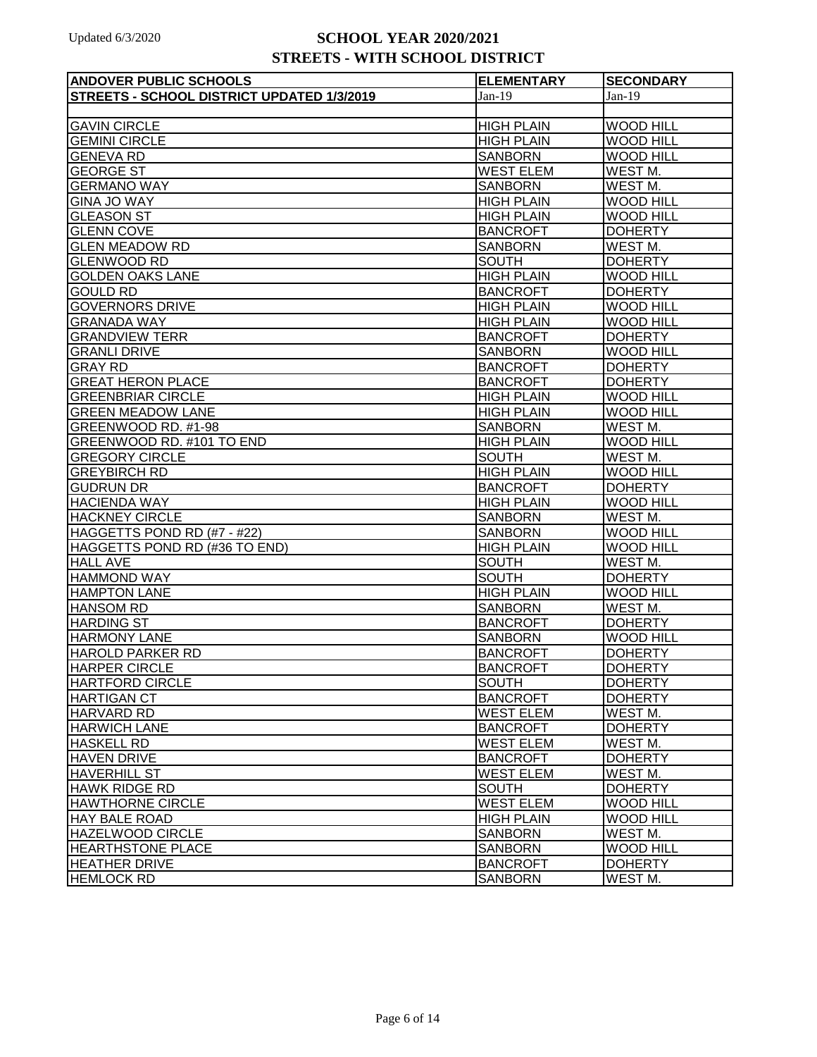Updated 6/3/2020

# SCHOOL YEAR 2020/2021
## STREETS - WITH SCHOOL DISTRICT

| ANDOVER PUBLIC SCHOOLS | ELEMENTARY | SECONDARY |
|---|---|---|
| **STREETS - SCHOOL DISTRICT UPDATED 1/3/2019** | Jan-19 | Jan-19 |
| | | |
| GAVIN CIRCLE | HIGH PLAIN | WOOD HILL |
| GEMINI CIRCLE | HIGH PLAIN | WOOD HILL |
| GENEVA RD | SANBORN | WOOD HILL |
| GEORGE ST | WEST ELEM | WEST M. |
| GERMANO WAY | SANBORN | WEST M. |
| GINA JO WAY | HIGH PLAIN | WOOD HILL |
| GLEASON ST | HIGH PLAIN | WOOD HILL |
| GLENN COVE | BANCROFT | DOHERTY |
| GLEN MEADOW RD | SANBORN | WEST M. |
| GLENWOOD RD | SOUTH | DOHERTY |
| GOLDEN OAKS LANE | HIGH PLAIN | WOOD HILL |
| GOULD RD | BANCROFT | DOHERTY |
| GOVERNORS DRIVE | HIGH PLAIN | WOOD HILL |
| GRANADA WAY | HIGH PLAIN | WOOD HILL |
| GRANDVIEW TERR | BANCROFT | DOHERTY |
| GRANLI DRIVE | SANBORN | WOOD HILL |
| GRAY RD | BANCROFT | DOHERTY |
| GREAT HERON PLACE | BANCROFT | DOHERTY |
| GREENBRIAR CIRCLE | HIGH PLAIN | WOOD HILL |
| GREEN MEADOW LANE | HIGH PLAIN | WOOD HILL |
| GREENWOOD RD. #1-98 | SANBORN | WEST M. |
| GREENWOOD RD. #101 TO END | HIGH PLAIN | WOOD HILL |
| GREGORY CIRCLE | SOUTH | WEST M. |
| GREYBIRCH RD | HIGH PLAIN | WOOD HILL |
| GUDRUN DR | BANCROFT | DOHERTY |
| HACIENDA WAY | HIGH PLAIN | WOOD HILL |
| HACKNEY CIRCLE | SANBORN | WEST M. |
| HAGGETTS POND RD (#7 - #22) | SANBORN | WOOD HILL |
| HAGGETTS POND RD (#36 TO END) | HIGH PLAIN | WOOD HILL |
| HALL AVE | SOUTH | WEST M. |
| HAMMOND WAY | SOUTH | DOHERTY |
| HAMPTON LANE | HIGH PLAIN | WOOD HILL |
| HANSOM RD | SANBORN | WEST M. |
| HARDING ST | BANCROFT | DOHERTY |
| HARMONY LANE | SANBORN | WOOD HILL |
| HAROLD PARKER RD | BANCROFT | DOHERTY |
| HARPER CIRCLE | BANCROFT | DOHERTY |
| HARTFORD CIRCLE | SOUTH | DOHERTY |
| HARTIGAN CT | BANCROFT | DOHERTY |
| HARVARD RD | WEST ELEM | WEST M. |
| HARWICH LANE | BANCROFT | DOHERTY |
| HASKELL RD | WEST ELEM | WEST M. |
| HAVEN DRIVE | BANCROFT | DOHERTY |
| HAVERHILL ST | WEST ELEM | WEST M. |
| HAWK RIDGE RD | SOUTH | DOHERTY |
| HAWTHORNE CIRCLE | WEST ELEM | WOOD HILL |
| HAY BALE ROAD | HIGH PLAIN | WOOD HILL |
| HAZELWOOD CIRCLE | SANBORN | WEST M. |
| HEARTHSTONE PLACE | SANBORN | WOOD HILL |
| HEATHER DRIVE | BANCROFT | DOHERTY |
| HEMLOCK RD | SANBORN | WEST M. |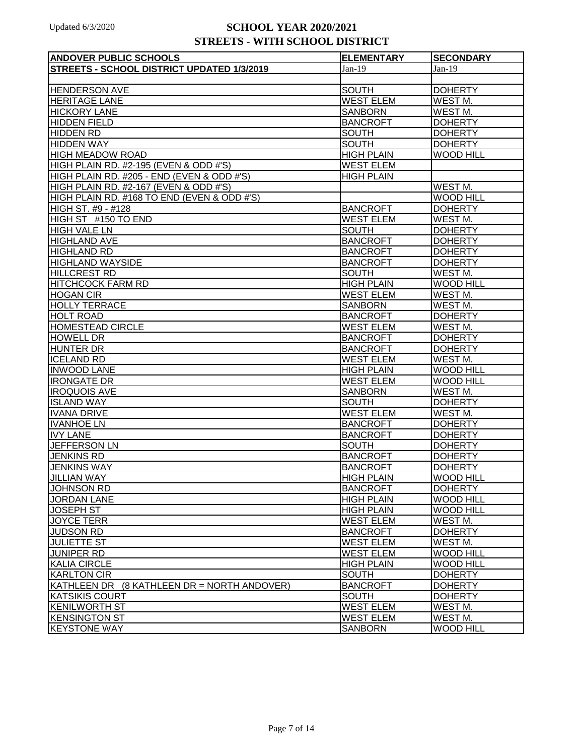Updated 6/3/2020

# SCHOOL YEAR 2020/2021
## STREETS - WITH SCHOOL DISTRICT

| ANDOVER PUBLIC SCHOOLS | ELEMENTARY | SECONDARY |
|---|---|---|
| STREETS - SCHOOL DISTRICT UPDATED 1/3/2019 | Jan-19 | Jan-19 |
| | | |
| HENDERSON AVE | SOUTH | DOHERTY |
| HERITAGE LANE | WEST ELEM | WEST M. |
| HICKORY LANE | SANBORN | WEST M. |
| HIDDEN FIELD | BANCROFT | DOHERTY |
| HIDDEN RD | SOUTH | DOHERTY |
| HIDDEN WAY | SOUTH | DOHERTY |
| HIGH MEADOW ROAD | HIGH PLAIN | WOOD HILL |
| HIGH PLAIN RD. #2-195 (EVEN & ODD #'S) | WEST ELEM | |
| HIGH PLAIN RD. #205 - END (EVEN & ODD #'S) | HIGH PLAIN | |
| HIGH PLAIN RD. #2-167 (EVEN & ODD #'S) | | WEST M. |
| HIGH PLAIN RD. #168 TO END (EVEN & ODD #'S) | | WOOD HILL |
| HIGH ST. #9 - #128 | BANCROFT | DOHERTY |
| HIGH ST #150 TO END | WEST ELEM | WEST M. |
| HIGH VALE LN | SOUTH | DOHERTY |
| HIGHLAND AVE | BANCROFT | DOHERTY |
| HIGHLAND RD | BANCROFT | DOHERTY |
| HIGHLAND WAYSIDE | BANCROFT | DOHERTY |
| HILLCREST RD | SOUTH | WEST M. |
| HITCHCOCK FARM RD | HIGH PLAIN | WOOD HILL |
| HOGAN CIR | WEST ELEM | WEST M. |
| HOLLY TERRACE | SANBORN | WEST M. |
| HOLT ROAD | BANCROFT | DOHERTY |
| HOMESTEAD CIRCLE | WEST ELEM | WEST M. |
| HOWELL DR | BANCROFT | DOHERTY |
| HUNTER DR | BANCROFT | DOHERTY |
| ICELAND RD | WEST ELEM | WEST M. |
| INWOOD LANE | HIGH PLAIN | WOOD HILL |
| IRONGATE DR | WEST ELEM | WOOD HILL |
| IROQUOIS AVE | SANBORN | WEST M. |
| ISLAND WAY | SOUTH | DOHERTY |
| IVANA DRIVE | WEST ELEM | WEST M. |
| IVANHOE LN | BANCROFT | DOHERTY |
| IVY LANE | BANCROFT | DOHERTY |
| JEFFERSON LN | SOUTH | DOHERTY |
| JENKINS RD | BANCROFT | DOHERTY |
| JENKINS WAY | BANCROFT | DOHERTY |
| JILLIAN WAY | HIGH PLAIN | WOOD HILL |
| JOHNSON RD | BANCROFT | DOHERTY |
| JORDAN LANE | HIGH PLAIN | WOOD HILL |
| JOSEPH ST | HIGH PLAIN | WOOD HILL |
| JOYCE TERR | WEST ELEM | WEST M. |
| JUDSON RD | BANCROFT | DOHERTY |
| JULIETTE ST | WEST ELEM | WEST M. |
| JUNIPER RD | WEST ELEM | WOOD HILL |
| KALIA CIRCLE | HIGH PLAIN | WOOD HILL |
| KARLTON CIR | SOUTH | DOHERTY |
| KATHLEEN DR (8 KATHLEEN DR = NORTH ANDOVER) | BANCROFT | DOHERTY |
| KATSIKIS COURT | SOUTH | DOHERTY |
| KENILWORTH ST | WEST ELEM | WEST M. |
| KENSINGTON ST | WEST ELEM | WEST M. |
| KEYSTONE WAY | SANBORN | WOOD HILL |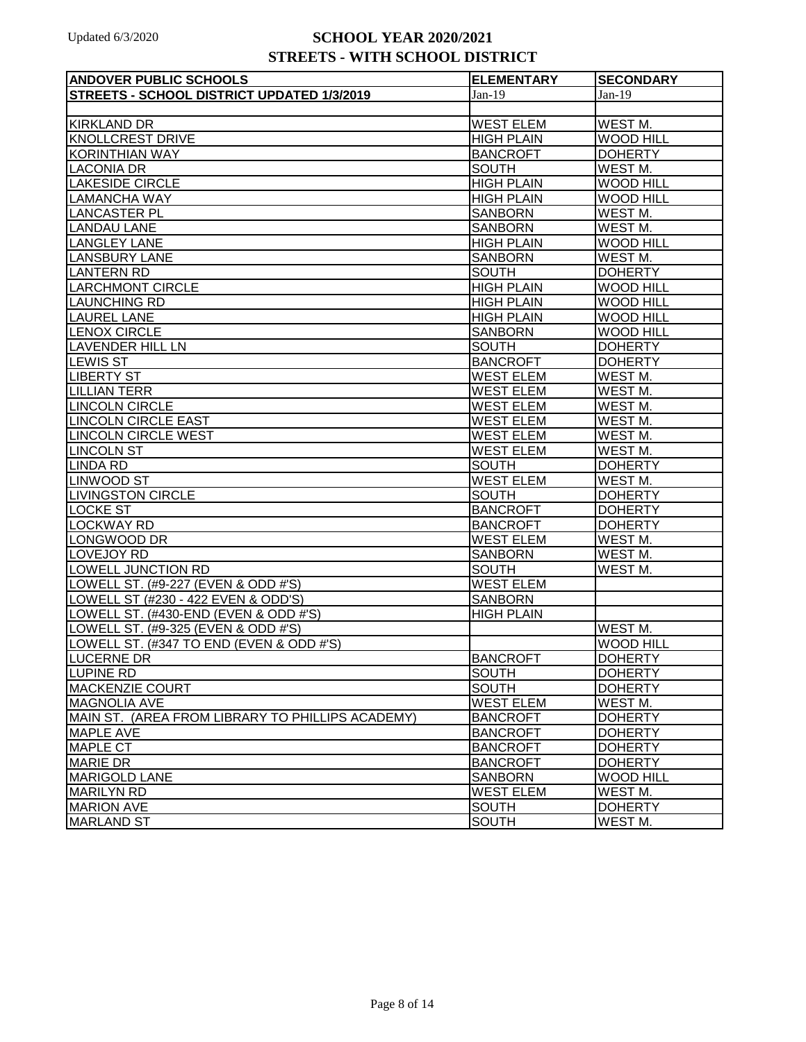Updated 6/3/2020

# SCHOOL YEAR 2020/2021
## STREETS - WITH SCHOOL DISTRICT

| ANDOVER PUBLIC SCHOOLS | ELEMENTARY | SECONDARY |
|---|---|---|
| STREETS - SCHOOL DISTRICT UPDATED 1/3/2019 | Jan-19 | Jan-19 |
| | | |
| KIRKLAND DR | WEST ELEM | WEST M. |
| KNOLLCREST DRIVE | HIGH PLAIN | WOOD HILL |
| KORINTHIAN WAY | BANCROFT | DOHERTY |
| LACONIA DR | SOUTH | WEST M. |
| LAKESIDE CIRCLE | HIGH PLAIN | WOOD HILL |
| LAMANCHA WAY | HIGH PLAIN | WOOD HILL |
| LANCASTER PL | SANBORN | WEST M. |
| LANDAU LANE | SANBORN | WEST M. |
| LANGLEY LANE | HIGH PLAIN | WOOD HILL |
| LANSBURY LANE | SANBORN | WEST M. |
| LANTERN RD | SOUTH | DOHERTY |
| LARCHMONT CIRCLE | HIGH PLAIN | WOOD HILL |
| LAUNCHING RD | HIGH PLAIN | WOOD HILL |
| LAUREL LANE | HIGH PLAIN | WOOD HILL |
| LENOX CIRCLE | SANBORN | WOOD HILL |
| LAVENDER HILL LN | SOUTH | DOHERTY |
| LEWIS ST | BANCROFT | DOHERTY |
| LIBERTY ST | WEST ELEM | WEST M. |
| LILLIAN TERR | WEST ELEM | WEST M. |
| LINCOLN CIRCLE | WEST ELEM | WEST M. |
| LINCOLN CIRCLE EAST | WEST ELEM | WEST M. |
| LINCOLN CIRCLE WEST | WEST ELEM | WEST M. |
| LINCOLN ST | WEST ELEM | WEST M. |
| LINDA RD | SOUTH | DOHERTY |
| LINWOOD ST | WEST ELEM | WEST M. |
| LIVINGSTON CIRCLE | SOUTH | DOHERTY |
| LOCKE ST | BANCROFT | DOHERTY |
| LOCKWAY RD | BANCROFT | DOHERTY |
| LONGWOOD DR | WEST ELEM | WEST M. |
| LOVEJOY RD | SANBORN | WEST M. |
| LOWELL JUNCTION RD | SOUTH | WEST M. |
| LOWELL ST. (#9-227 (EVEN & ODD #'S) | WEST ELEM | |
| LOWELL ST (#230 - 422 EVEN & ODD'S) | SANBORN | |
| LOWELL ST. (#430-END (EVEN & ODD #'S) | HIGH PLAIN | |
| LOWELL ST. (#9-325 (EVEN & ODD #'S) | | WEST M. |
| LOWELL ST. (#347 TO END (EVEN & ODD #'S) | | WOOD HILL |
| LUCERNE DR | BANCROFT | DOHERTY |
| LUPINE RD | SOUTH | DOHERTY |
| MACKENZIE COURT | SOUTH | DOHERTY |
| MAGNOLIA AVE | WEST ELEM | WEST M. |
| MAIN ST. (AREA FROM LIBRARY TO PHILLIPS ACADEMY) | BANCROFT | DOHERTY |
| MAPLE AVE | BANCROFT | DOHERTY |
| MAPLE CT | BANCROFT | DOHERTY |
| MARIE DR | BANCROFT | DOHERTY |
| MARIGOLD LANE | SANBORN | WOOD HILL |
| MARILYN RD | WEST ELEM | WEST M. |
| MARION AVE | SOUTH | DOHERTY |
| MARLAND ST | SOUTH | WEST M. |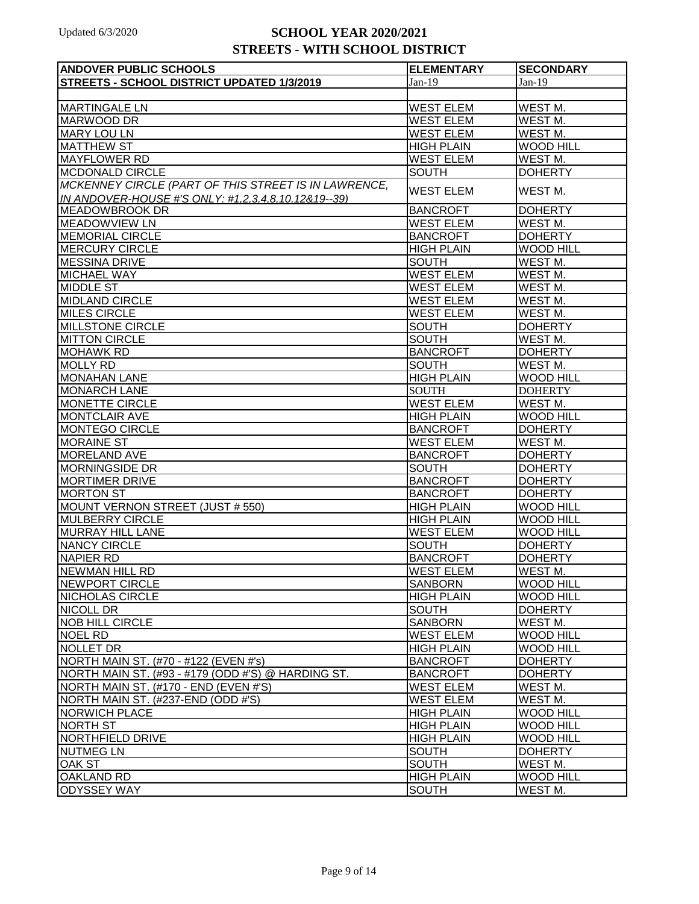Updated 6/3/2020

# SCHOOL YEAR 2020/2021
## STREETS - WITH SCHOOL DISTRICT

| ANDOVER PUBLIC SCHOOLS | ELEMENTARY | SECONDARY |
|---|---|---|
| STREETS - SCHOOL DISTRICT UPDATED 1/3/2019 | Jan-19 | Jan-19 |
| | | |
| MARTINGALE LN | WEST ELEM | WEST M. |
| MARWOOD DR | WEST ELEM | WEST M. |
| MARY LOU LN | WEST ELEM | WEST M. |
| MATTHEW ST | HIGH PLAIN | WOOD HILL |
| MAYFLOWER RD | WEST ELEM | WEST M. |
| MCDONALD CIRCLE | SOUTH | DOHERTY |
| *MCKENNEY CIRCLE (PART OF THIS STREET IS IN LAWRENCE, IN ANDOVER-HOUSE #'S ONLY: #1,2,3,4,8,10,12&19--39)* | WEST ELEM | WEST M. |
| MEADOWBROOK DR | BANCROFT | DOHERTY |
| MEADOWVIEW LN | WEST ELEM | WEST M. |
| MEMORIAL CIRCLE | BANCROFT | DOHERTY |
| MERCURY CIRCLE | HIGH PLAIN | WOOD HILL |
| MESSINA DRIVE | SOUTH | WEST M. |
| MICHAEL WAY | WEST ELEM | WEST M. |
| MIDDLE ST | WEST ELEM | WEST M. |
| MIDLAND CIRCLE | WEST ELEM | WEST M. |
| MILES CIRCLE | WEST ELEM | WEST M. |
| MILLSTONE CIRCLE | SOUTH | DOHERTY |
| MITTON CIRCLE | SOUTH | WEST M. |
| MOHAWK RD | BANCROFT | DOHERTY |
| MOLLY RD | SOUTH | WEST M. |
| MONAHAN LANE | HIGH PLAIN | WOOD HILL |
| MONARCH LANE | SOUTH | DOHERTY |
| MONETTE CIRCLE | WEST ELEM | WEST M. |
| MONTCLAIR AVE | HIGH PLAIN | WOOD HILL |
| MONTEGO CIRCLE | BANCROFT | DOHERTY |
| MORAINE ST | WEST ELEM | WEST M. |
| MORELAND AVE | BANCROFT | DOHERTY |
| MORNINGSIDE DR | SOUTH | DOHERTY |
| MORTIMER DRIVE | BANCROFT | DOHERTY |
| MORTON ST | BANCROFT | DOHERTY |
| MOUNT VERNON STREET (JUST # 550) | HIGH PLAIN | WOOD HILL |
| MULBERRY CIRCLE | HIGH PLAIN | WOOD HILL |
| MURRAY HILL LANE | WEST ELEM | WOOD HILL |
| NANCY CIRCLE | SOUTH | DOHERTY |
| NAPIER RD | BANCROFT | DOHERTY |
| NEWMAN HILL RD | WEST ELEM | WEST M. |
| NEWPORT CIRCLE | SANBORN | WOOD HILL |
| NICHOLAS CIRCLE | HIGH PLAIN | WOOD HILL |
| NICOLL DR | SOUTH | DOHERTY |
| NOB HILL CIRCLE | SANBORN | WEST M. |
| NOEL RD | WEST ELEM | WOOD HILL |
| NOLLET DR | HIGH PLAIN | WOOD HILL |
| NORTH MAIN ST. (#70 - #122 (EVEN #'s) | BANCROFT | DOHERTY |
| NORTH MAIN ST. (#93 - #179 (ODD #'S) @ HARDING ST. | BANCROFT | DOHERTY |
| NORTH MAIN ST. (#170 - END (EVEN #'S) | WEST ELEM | WEST M. |
| NORTH MAIN ST. (#237-END (ODD #'S) | WEST ELEM | WEST M. |
| NORWICH PLACE | HIGH PLAIN | WOOD HILL |
| NORTH ST | HIGH PLAIN | WOOD HILL |
| NORTHFIELD DRIVE | HIGH PLAIN | WOOD HILL |
| NUTMEG LN | SOUTH | DOHERTY |
| OAK ST | SOUTH | WEST M. |
| OAKLAND RD | HIGH PLAIN | WOOD HILL |
| ODYSSEY WAY | SOUTH | WEST M. |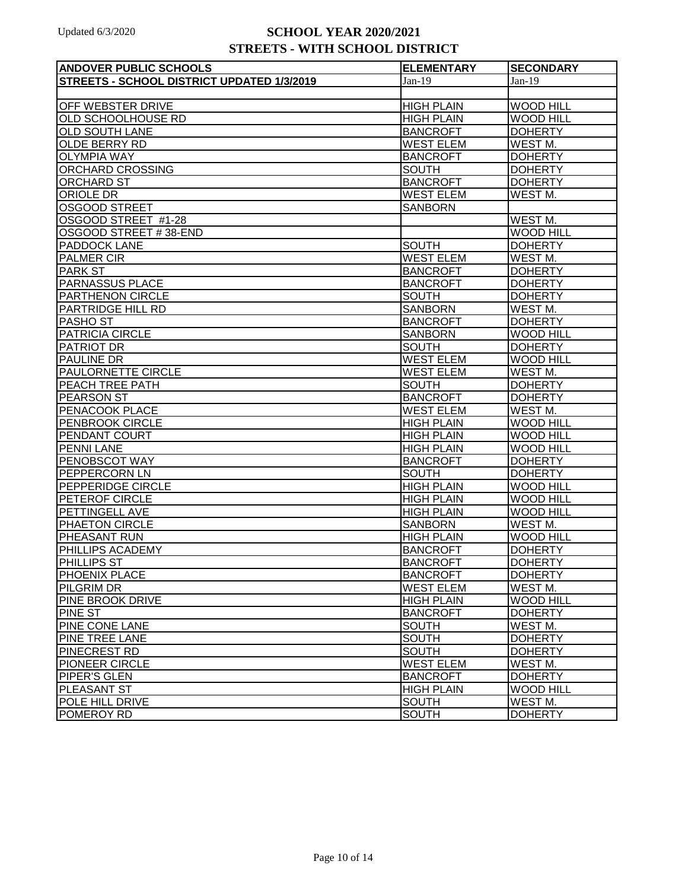# SCHOOL YEAR 2020/2021
## STREETS - WITH SCHOOL DISTRICT

Updated 6/3/2020

| ANDOVER PUBLIC SCHOOLS | ELEMENTARY | SECONDARY |
|---|---|---|
| STREETS - SCHOOL DISTRICT UPDATED 1/3/2019 | Jan-19 | Jan-19 |
| | | |
| OFF WEBSTER DRIVE | HIGH PLAIN | WOOD HILL |
| OLD SCHOOLHOUSE RD | HIGH PLAIN | WOOD HILL |
| OLD SOUTH LANE | BANCROFT | DOHERTY |
| OLDE BERRY RD | WEST ELEM | WEST M. |
| OLYMPIA WAY | BANCROFT | DOHERTY |
| ORCHARD CROSSING | SOUTH | DOHERTY |
| ORCHARD ST | BANCROFT | DOHERTY |
| ORIOLE DR | WEST ELEM | WEST M. |
| OSGOOD STREET | SANBORN | |
| OSGOOD STREET #1-28 | | WEST M. |
| OSGOOD STREET # 38-END | | WOOD HILL |
| PADDOCK LANE | SOUTH | DOHERTY |
| PALMER CIR | WEST ELEM | WEST M. |
| PARK ST | BANCROFT | DOHERTY |
| PARNASSUS PLACE | BANCROFT | DOHERTY |
| PARTHENON CIRCLE | SOUTH | DOHERTY |
| PARTRIDGE HILL RD | SANBORN | WEST M. |
| PASHO ST | BANCROFT | DOHERTY |
| PATRICIA CIRCLE | SANBORN | WOOD HILL |
| PATRIOT DR | SOUTH | DOHERTY |
| PAULINE DR | WEST ELEM | WOOD HILL |
| PAULORNETTE CIRCLE | WEST ELEM | WEST M. |
| PEACH TREE PATH | SOUTH | DOHERTY |
| PEARSON ST | BANCROFT | DOHERTY |
| PENACOOK PLACE | WEST ELEM | WEST M. |
| PENBROOK CIRCLE | HIGH PLAIN | WOOD HILL |
| PENDANT COURT | HIGH PLAIN | WOOD HILL |
| PENNI LANE | HIGH PLAIN | WOOD HILL |
| PENOBSCOT WAY | BANCROFT | DOHERTY |
| PEPPERCORN LN | SOUTH | DOHERTY |
| PEPPERIDGE CIRCLE | HIGH PLAIN | WOOD HILL |
| PETEROF CIRCLE | HIGH PLAIN | WOOD HILL |
| PETTINGELL AVE | HIGH PLAIN | WOOD HILL |
| PHAETON CIRCLE | SANBORN | WEST M. |
| PHEASANT RUN | HIGH PLAIN | WOOD HILL |
| PHILLIPS ACADEMY | BANCROFT | DOHERTY |
| PHILLIPS ST | BANCROFT | DOHERTY |
| PHOENIX PLACE | BANCROFT | DOHERTY |
| PILGRIM DR | WEST ELEM | WEST M. |
| PINE BROOK DRIVE | HIGH PLAIN | WOOD HILL |
| PINE ST | BANCROFT | DOHERTY |
| PINE CONE LANE | SOUTH | WEST M. |
| PINE TREE LANE | SOUTH | DOHERTY |
| PINECREST RD | SOUTH | DOHERTY |
| PIONEER CIRCLE | WEST ELEM | WEST M. |
| PIPER'S GLEN | BANCROFT | DOHERTY |
| PLEASANT ST | HIGH PLAIN | WOOD HILL |
| POLE HILL DRIVE | SOUTH | WEST M. |
| POMEROY RD | SOUTH | DOHERTY |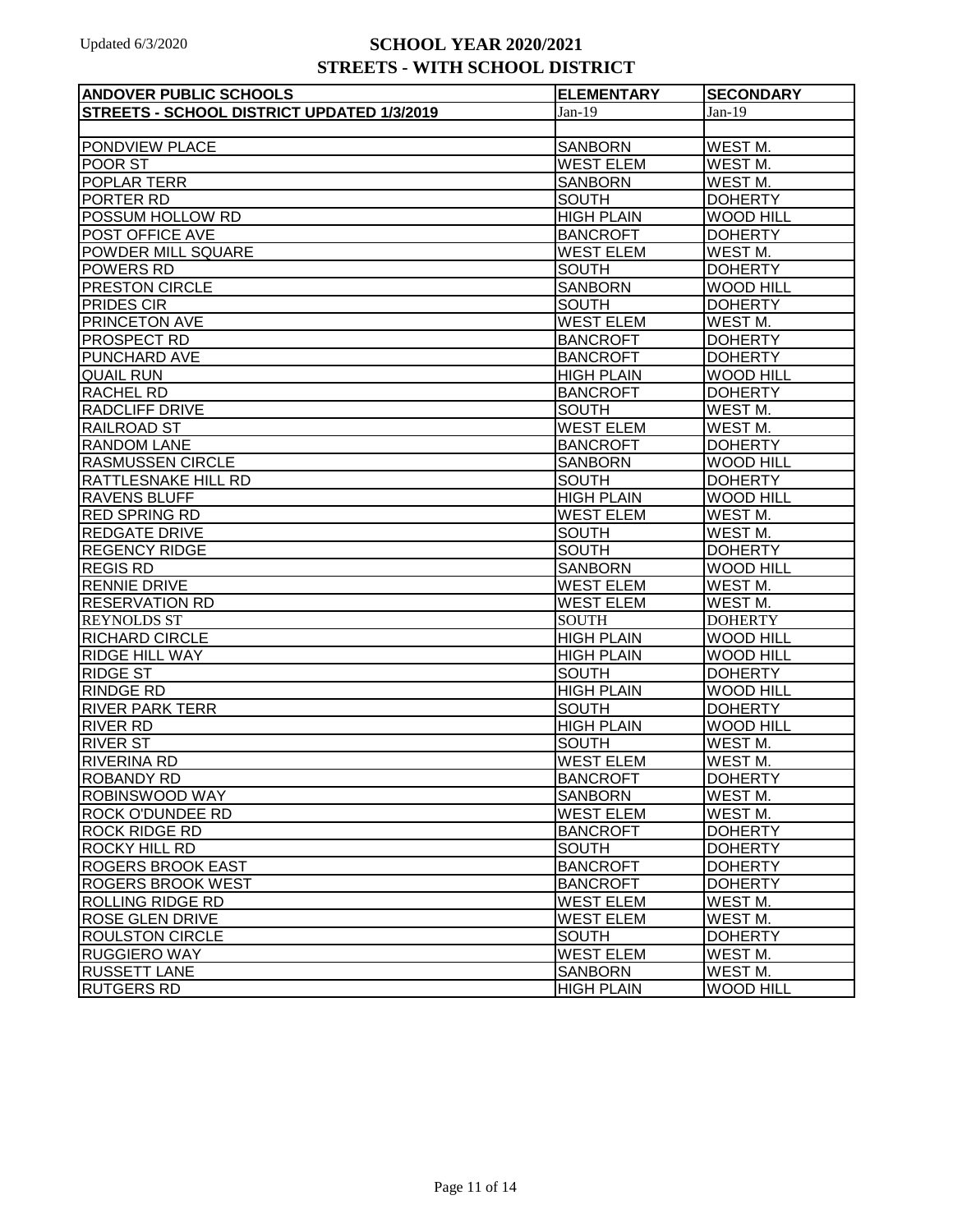# SCHOOL YEAR 2020/2021
## STREETS - WITH SCHOOL DISTRICT

Updated 6/3/2020

| ANDOVER PUBLIC SCHOOLS | ELEMENTARY | SECONDARY |
|---|---|---|
| STREETS - SCHOOL DISTRICT UPDATED 1/3/2019 | Jan-19 | Jan-19 |
| | | |
| PONDVIEW PLACE | SANBORN | WEST M. |
| POOR ST | WEST ELEM | WEST M. |
| POPLAR TERR | SANBORN | WEST M. |
| PORTER RD | SOUTH | DOHERTY |
| POSSUM HOLLOW RD | HIGH PLAIN | WOOD HILL |
| POST OFFICE AVE | BANCROFT | DOHERTY |
| POWDER MILL SQUARE | WEST ELEM | WEST M. |
| POWERS RD | SOUTH | DOHERTY |
| PRESTON CIRCLE | SANBORN | WOOD HILL |
| PRIDES CIR | SOUTH | DOHERTY |
| PRINCETON AVE | WEST ELEM | WEST M. |
| PROSPECT RD | BANCROFT | DOHERTY |
| PUNCHARD AVE | BANCROFT | DOHERTY |
| QUAIL RUN | HIGH PLAIN | WOOD HILL |
| RACHEL RD | BANCROFT | DOHERTY |
| RADCLIFF DRIVE | SOUTH | WEST M. |
| RAILROAD ST | WEST ELEM | WEST M. |
| RANDOM LANE | BANCROFT | DOHERTY |
| RASMUSSEN CIRCLE | SANBORN | WOOD HILL |
| RATTLESNAKE HILL RD | SOUTH | DOHERTY |
| RAVENS BLUFF | HIGH PLAIN | WOOD HILL |
| RED SPRING RD | WEST ELEM | WEST M. |
| REDGATE DRIVE | SOUTH | WEST M. |
| REGENCY RIDGE | SOUTH | DOHERTY |
| REGIS RD | SANBORN | WOOD HILL |
| RENNIE DRIVE | WEST ELEM | WEST M. |
| RESERVATION RD | WEST ELEM | WEST M. |
| REYNOLDS ST | SOUTH | DOHERTY |
| RICHARD CIRCLE | HIGH PLAIN | WOOD HILL |
| RIDGE HILL WAY | HIGH PLAIN | WOOD HILL |
| RIDGE ST | SOUTH | DOHERTY |
| RINDGE RD | HIGH PLAIN | WOOD HILL |
| RIVER PARK TERR | SOUTH | DOHERTY |
| RIVER RD | HIGH PLAIN | WOOD HILL |
| RIVER ST | SOUTH | WEST M. |
| RIVERINA RD | WEST ELEM | WEST M. |
| ROBANDY RD | BANCROFT | DOHERTY |
| ROBINSWOOD WAY | SANBORN | WEST M. |
| ROCK O'DUNDEE RD | WEST ELEM | WEST M. |
| ROCK RIDGE RD | BANCROFT | DOHERTY |
| ROCKY HILL RD | SOUTH | DOHERTY |
| ROGERS BROOK EAST | BANCROFT | DOHERTY |
| ROGERS BROOK WEST | BANCROFT | DOHERTY |
| ROLLING RIDGE RD | WEST ELEM | WEST M. |
| ROSE GLEN DRIVE | WEST ELEM | WEST M. |
| ROULSTON CIRCLE | SOUTH | DOHERTY |
| RUGGIERO WAY | WEST ELEM | WEST M. |
| RUSSETT LANE | SANBORN | WEST M. |
| RUTGERS RD | HIGH PLAIN | WOOD HILL |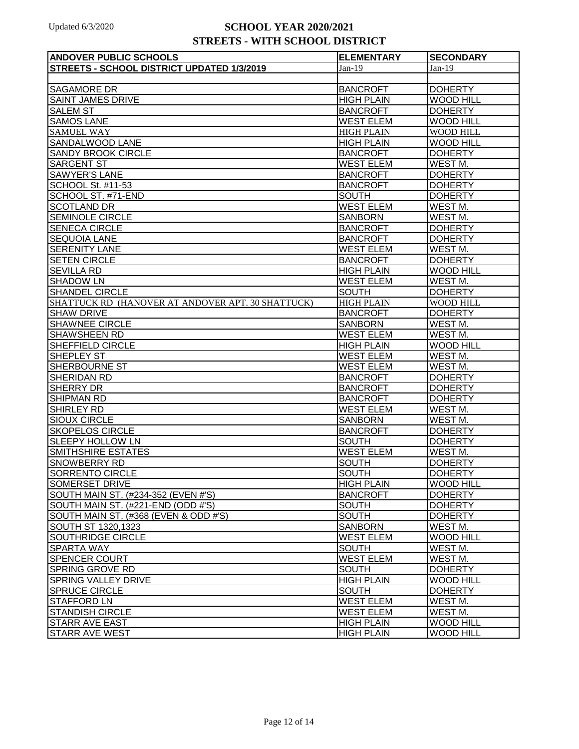# SCHOOL YEAR 2020/2021

## STREETS - WITH SCHOOL DISTRICT

Updated 6/3/2020

| ANDOVER PUBLIC SCHOOLS | ELEMENTARY | SECONDARY |
|---|---|---|
| STREETS - SCHOOL DISTRICT UPDATED 1/3/2019 | Jan-19 | Jan-19 |
| | | |
| SAGAMORE DR | BANCROFT | DOHERTY |
| SAINT JAMES DRIVE | HIGH PLAIN | WOOD HILL |
| SALEM ST | BANCROFT | DOHERTY |
| SAMOS LANE | WEST ELEM | WOOD HILL |
| SAMUEL WAY | HIGH PLAIN | WOOD HILL |
| SANDALWOOD LANE | HIGH PLAIN | WOOD HILL |
| SANDY BROOK CIRCLE | BANCROFT | DOHERTY |
| SARGENT ST | WEST ELEM | WEST M. |
| SAWYER'S LANE | BANCROFT | DOHERTY |
| SCHOOL St. #11-53 | BANCROFT | DOHERTY |
| SCHOOL ST. #71-END | SOUTH | DOHERTY |
| SCOTLAND DR | WEST ELEM | WEST M. |
| SEMINOLE CIRCLE | SANBORN | WEST M. |
| SENECA CIRCLE | BANCROFT | DOHERTY |
| SEQUOIA LANE | BANCROFT | DOHERTY |
| SERENITY LANE | WEST ELEM | WEST M. |
| SETEN CIRCLE | BANCROFT | DOHERTY |
| SEVILLA RD | HIGH PLAIN | WOOD HILL |
| SHADOW LN | WEST ELEM | WEST M. |
| SHANDEL CIRCLE | SOUTH | DOHERTY |
| SHATTUCK RD (HANOVER AT ANDOVER APT. 30 SHATTUCK) | HIGH PLAIN | WOOD HILL |
| SHAW DRIVE | BANCROFT | DOHERTY |
| SHAWNEE CIRCLE | SANBORN | WEST M. |
| SHAWSHEEN RD | WEST ELEM | WEST M. |
| SHEFFIELD CIRCLE | HIGH PLAIN | WOOD HILL |
| SHEPLEY ST | WEST ELEM | WEST M. |
| SHERBOURNE ST | WEST ELEM | WEST M. |
| SHERIDAN RD | BANCROFT | DOHERTY |
| SHERRY DR | BANCROFT | DOHERTY |
| SHIPMAN RD | BANCROFT | DOHERTY |
| SHIRLEY RD | WEST ELEM | WEST M. |
| SIOUX CIRCLE | SANBORN | WEST M. |
| SKOPELOS CIRCLE | BANCROFT | DOHERTY |
| SLEEPY HOLLOW LN | SOUTH | DOHERTY |
| SMITHSHIRE ESTATES | WEST ELEM | WEST M. |
| SNOWBERRY RD | SOUTH | DOHERTY |
| SORRENTO CIRCLE | SOUTH | DOHERTY |
| SOMERSET DRIVE | HIGH PLAIN | WOOD HILL |
| SOUTH MAIN ST. (#234-352 (EVEN #'S) | BANCROFT | DOHERTY |
| SOUTH MAIN ST. (#221-END (ODD #'S) | SOUTH | DOHERTY |
| SOUTH MAIN ST. (#368 (EVEN & ODD #'S) | SOUTH | DOHERTY |
| SOUTH ST 1320,1323 | SANBORN | WEST M. |
| SOUTHRIDGE CIRCLE | WEST ELEM | WOOD HILL |
| SPARTA WAY | SOUTH | WEST M. |
| SPENCER COURT | WEST ELEM | WEST M. |
| SPRING GROVE RD | SOUTH | DOHERTY |
| SPRING VALLEY DRIVE | HIGH PLAIN | WOOD HILL |
| SPRUCE CIRCLE | SOUTH | DOHERTY |
| STAFFORD LN | WEST ELEM | WEST M. |
| STANDISH CIRCLE | WEST ELEM | WEST M. |
| STARR AVE EAST | HIGH PLAIN | WOOD HILL |
| STARR AVE WEST | HIGH PLAIN | WOOD HILL |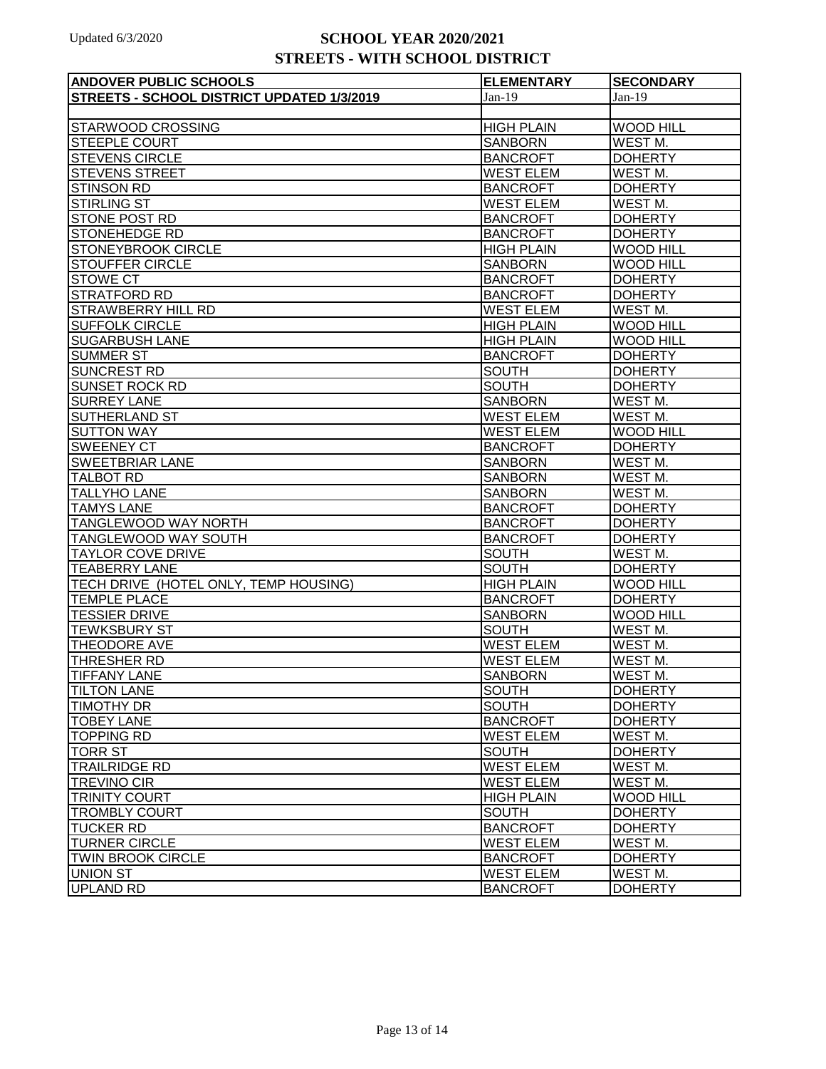# SCHOOL YEAR 2020/2021
## STREETS - WITH SCHOOL DISTRICT

Updated 6/3/2020

| ANDOVER PUBLIC SCHOOLS | ELEMENTARY | SECONDARY |
|---|---|---|
| STREETS - SCHOOL DISTRICT UPDATED 1/3/2019 | Jan-19 | Jan-19 |
| | | |
| STARWOOD CROSSING | HIGH PLAIN | WOOD HILL |
| STEEPLE COURT | SANBORN | WEST M. |
| STEVENS CIRCLE | BANCROFT | DOHERTY |
| STEVENS STREET | WEST ELEM | WEST M. |
| STINSON RD | BANCROFT | DOHERTY |
| STIRLING ST | WEST ELEM | WEST M. |
| STONE POST RD | BANCROFT | DOHERTY |
| STONEHEDGE RD | BANCROFT | DOHERTY |
| STONEYBROOK CIRCLE | HIGH PLAIN | WOOD HILL |
| STOUFFER CIRCLE | SANBORN | WOOD HILL |
| STOWE CT | BANCROFT | DOHERTY |
| STRATFORD RD | BANCROFT | DOHERTY |
| STRAWBERRY HILL RD | WEST ELEM | WEST M. |
| SUFFOLK CIRCLE | HIGH PLAIN | WOOD HILL |
| SUGARBUSH LANE | HIGH PLAIN | WOOD HILL |
| SUMMER ST | BANCROFT | DOHERTY |
| SUNCREST RD | SOUTH | DOHERTY |
| SUNSET ROCK RD | SOUTH | DOHERTY |
| SURREY LANE | SANBORN | WEST M. |
| SUTHERLAND ST | WEST ELEM | WEST M. |
| SUTTON WAY | WEST ELEM | WOOD HILL |
| SWEENEY CT | BANCROFT | DOHERTY |
| SWEETBRIAR LANE | SANBORN | WEST M. |
| TALBOT RD | SANBORN | WEST M. |
| TALLYHO LANE | SANBORN | WEST M. |
| TAMYS LANE | BANCROFT | DOHERTY |
| TANGLEWOOD WAY NORTH | BANCROFT | DOHERTY |
| TANGLEWOOD WAY SOUTH | BANCROFT | DOHERTY |
| TAYLOR COVE DRIVE | SOUTH | WEST M. |
| TEABERRY LANE | SOUTH | DOHERTY |
| TECH DRIVE (HOTEL ONLY, TEMP HOUSING) | HIGH PLAIN | WOOD HILL |
| TEMPLE PLACE | BANCROFT | DOHERTY |
| TESSIER DRIVE | SANBORN | WOOD HILL |
| TEWKSBURY ST | SOUTH | WEST M. |
| THEODORE AVE | WEST ELEM | WEST M. |
| THRESHER RD | WEST ELEM | WEST M. |
| TIFFANY LANE | SANBORN | WEST M. |
| TILTON LANE | SOUTH | DOHERTY |
| TIMOTHY DR | SOUTH | DOHERTY |
| TOBEY LANE | BANCROFT | DOHERTY |
| TOPPING RD | WEST ELEM | WEST M. |
| TORR ST | SOUTH | DOHERTY |
| TRAILRIDGE RD | WEST ELEM | WEST M. |
| TREVINO CIR | WEST ELEM | WEST M. |
| TRINITY COURT | HIGH PLAIN | WOOD HILL |
| TROMBLY COURT | SOUTH | DOHERTY |
| TUCKER RD | BANCROFT | DOHERTY |
| TURNER CIRCLE | WEST ELEM | WEST M. |
| TWIN BROOK CIRCLE | BANCROFT | DOHERTY |
| UNION ST | WEST ELEM | WEST M. |
| UPLAND RD | BANCROFT | DOHERTY |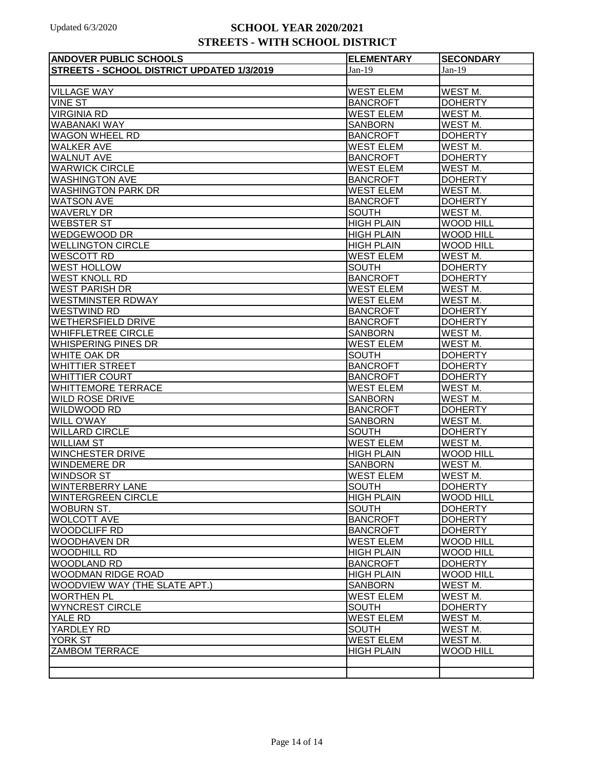# SCHOOL YEAR 2020/2021

## STREETS - WITH SCHOOL DISTRICT

Updated 6/3/2020

| ANDOVER PUBLIC SCHOOLS | ELEMENTARY | SECONDARY |
|---|---|---|
| STREETS - SCHOOL DISTRICT UPDATED 1/3/2019 | Jan-19 | Jan-19 |
| | | |
| VILLAGE WAY | WEST ELEM | WEST M. |
| VINE ST | BANCROFT | DOHERTY |
| VIRGINIA RD | WEST ELEM | WEST M. |
| WABANAKI WAY | SANBORN | WEST M. |
| WAGON WHEEL RD | BANCROFT | DOHERTY |
| WALKER AVE | WEST ELEM | WEST M. |
| WALNUT AVE | BANCROFT | DOHERTY |
| WARWICK CIRCLE | WEST ELEM | WEST M. |
| WASHINGTON AVE | BANCROFT | DOHERTY |
| WASHINGTON PARK DR | WEST ELEM | WEST M. |
| WATSON AVE | BANCROFT | DOHERTY |
| WAVERLY DR | SOUTH | WEST M. |
| WEBSTER ST | HIGH PLAIN | WOOD HILL |
| WEDGEWOOD DR | HIGH PLAIN | WOOD HILL |
| WELLINGTON CIRCLE | HIGH PLAIN | WOOD HILL |
| WESCOTT RD | WEST ELEM | WEST M. |
| WEST HOLLOW | SOUTH | DOHERTY |
| WEST KNOLL RD | BANCROFT | DOHERTY |
| WEST PARISH DR | WEST ELEM | WEST M. |
| WESTMINSTER RDWAY | WEST ELEM | WEST M. |
| WESTWIND RD | BANCROFT | DOHERTY |
| WETHERSFIELD DRIVE | BANCROFT | DOHERTY |
| WHIFFLETREE CIRCLE | SANBORN | WEST M. |
| WHISPERING PINES DR | WEST ELEM | WEST M. |
| WHITE OAK DR | SOUTH | DOHERTY |
| WHITTIER STREET | BANCROFT | DOHERTY |
| WHITTIER COURT | BANCROFT | DOHERTY |
| WHITTEMORE TERRACE | WEST ELEM | WEST M. |
| WILD ROSE DRIVE | SANBORN | WEST M. |
| WILDWOOD RD | BANCROFT | DOHERTY |
| WILL O'WAY | SANBORN | WEST M. |
| WILLARD CIRCLE | SOUTH | DOHERTY |
| WILLIAM ST | WEST ELEM | WEST M. |
| WINCHESTER DRIVE | HIGH PLAIN | WOOD HILL |
| WINDEMERE DR | SANBORN | WEST M. |
| WINDSOR ST | WEST ELEM | WEST M. |
| WINTERBERRY LANE | SOUTH | DOHERTY |
| WINTERGREEN CIRCLE | HIGH PLAIN | WOOD HILL |
| WOBURN ST. | SOUTH | DOHERTY |
| WOLCOTT AVE | BANCROFT | DOHERTY |
| WOODCLIFF RD | BANCROFT | DOHERTY |
| WOODHAVEN DR | WEST ELEM | WOOD HILL |
| WOODHILL RD | HIGH PLAIN | WOOD HILL |
| WOODLAND RD | BANCROFT | DOHERTY |
| WOODMAN RIDGE ROAD | HIGH PLAIN | WOOD HILL |
| WOODVIEW WAY (THE SLATE APT.) | SANBORN | WEST M. |
| WORTHEN PL | WEST ELEM | WEST M. |
| WYNCREST CIRCLE | SOUTH | DOHERTY |
| YALE RD | WEST ELEM | WEST M. |
| YARDLEY RD | SOUTH | WEST M. |
| YORK ST | WEST ELEM | WEST M. |
| ZAMBOM TERRACE | HIGH PLAIN | WOOD HILL |
| | | |
| | | |